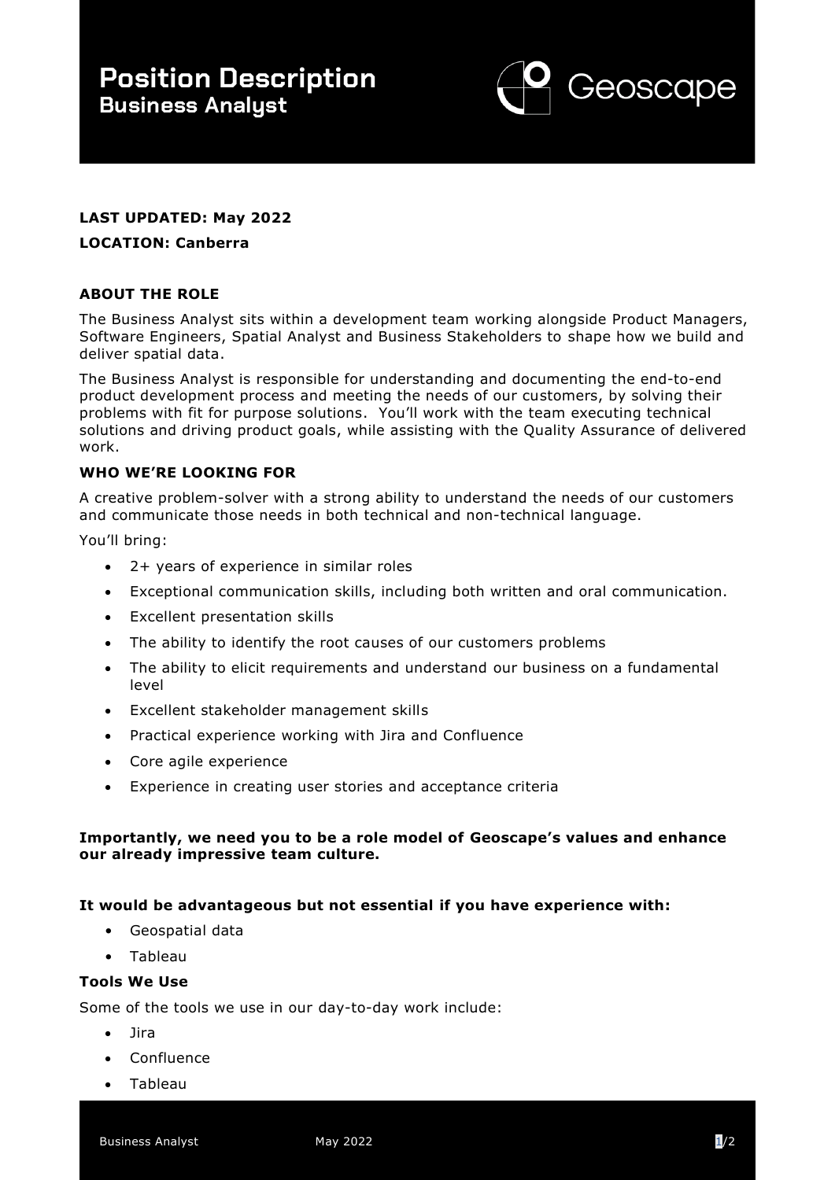# Position Description
## Business Analyst

Geoscape

**LAST UPDATED: May 2022**

**LOCATION: Canberra**

### ABOUT THE ROLE

The Business Analyst sits within a development team working alongside Product Managers, Software Engineers, Spatial Analyst and Business Stakeholders to shape how we build and deliver spatial data.

The Business Analyst is responsible for understanding and documenting the end-to-end product development process and meeting the needs of our customers, by solving their problems with fit for purpose solutions. You'll work with the team executing technical solutions and driving product goals, while assisting with the Quality Assurance of delivered work.

### WHO WE'RE LOOKING FOR

A creative problem-solver with a strong ability to understand the needs of our customers and communicate those needs in both technical and non-technical language.

You'll bring:

- 2+ years of experience in similar roles
- Exceptional communication skills, including both written and oral communication.
- Excellent presentation skills
- The ability to identify the root causes of our customers problems
- The ability to elicit requirements and understand our business on a fundamental level
- Excellent stakeholder management skills
- Practical experience working with Jira and Confluence
- Core agile experience
- Experience in creating user stories and acceptance criteria

**Importantly, we need you to be a role model of Geoscape's values and enhance our already impressive team culture.**

**It would be advantageous but not essential if you have experience with:**

- Geospatial data
- Tableau

### Tools We Use

Some of the tools we use in our day-to-day work include:

- Jira
- Confluence
- Tableau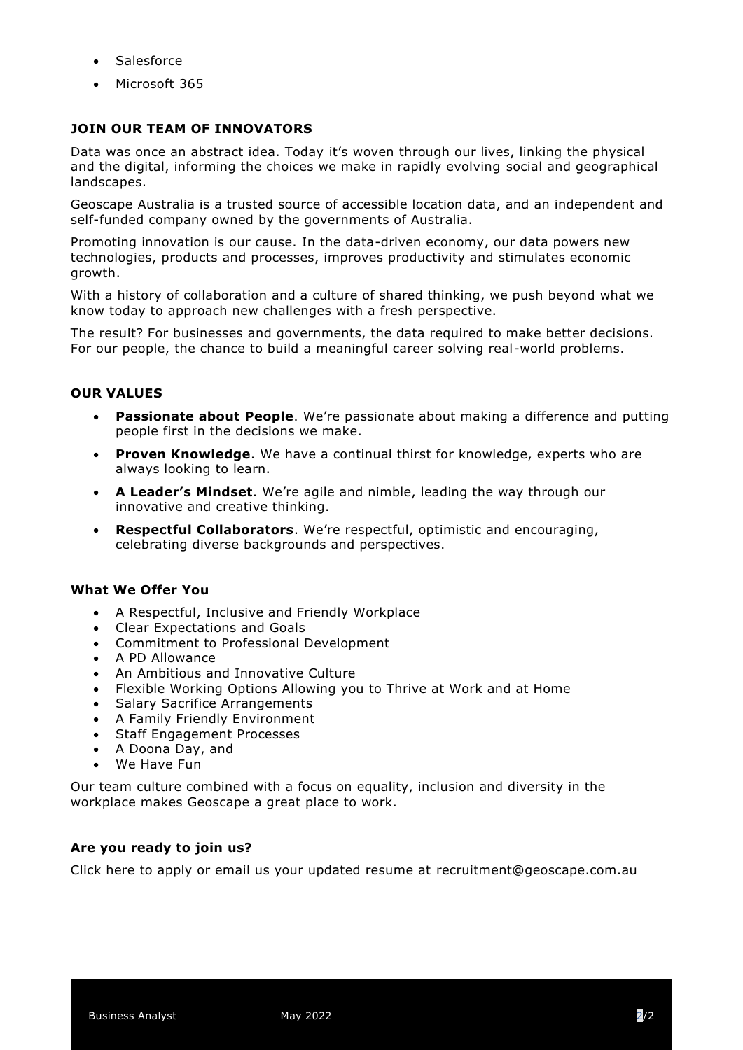- Salesforce
- Microsoft 365

## JOIN OUR TEAM OF INNOVATORS

Data was once an abstract idea. Today it's woven through our lives, linking the physical and the digital, informing the choices we make in rapidly evolving social and geographical landscapes.

Geoscape Australia is a trusted source of accessible location data, and an independent and self-funded company owned by the governments of Australia.

Promoting innovation is our cause. In the data-driven economy, our data powers new technologies, products and processes, improves productivity and stimulates economic growth.

With a history of collaboration and a culture of shared thinking, we push beyond what we know today to approach new challenges with a fresh perspective.

The result? For businesses and governments, the data required to make better decisions. For our people, the chance to build a meaningful career solving real-world problems.

## OUR VALUES

- **Passionate about People**. We're passionate about making a difference and putting people first in the decisions we make.
- **Proven Knowledge**. We have a continual thirst for knowledge, experts who are always looking to learn.
- **A Leader's Mindset**. We're agile and nimble, leading the way through our innovative and creative thinking.
- **Respectful Collaborators**. We're respectful, optimistic and encouraging, celebrating diverse backgrounds and perspectives.

### What We Offer You

- A Respectful, Inclusive and Friendly Workplace
- Clear Expectations and Goals
- Commitment to Professional Development
- A PD Allowance
- An Ambitious and Innovative Culture
- Flexible Working Options Allowing you to Thrive at Work and at Home
- Salary Sacrifice Arrangements
- A Family Friendly Environment
- Staff Engagement Processes
- A Doona Day, and
- We Have Fun

Our team culture combined with a focus on equality, inclusion and diversity in the workplace makes Geoscape a great place to work.

### Are you ready to join us?

Click here to apply or email us your updated resume at recruitment@geoscape.com.au